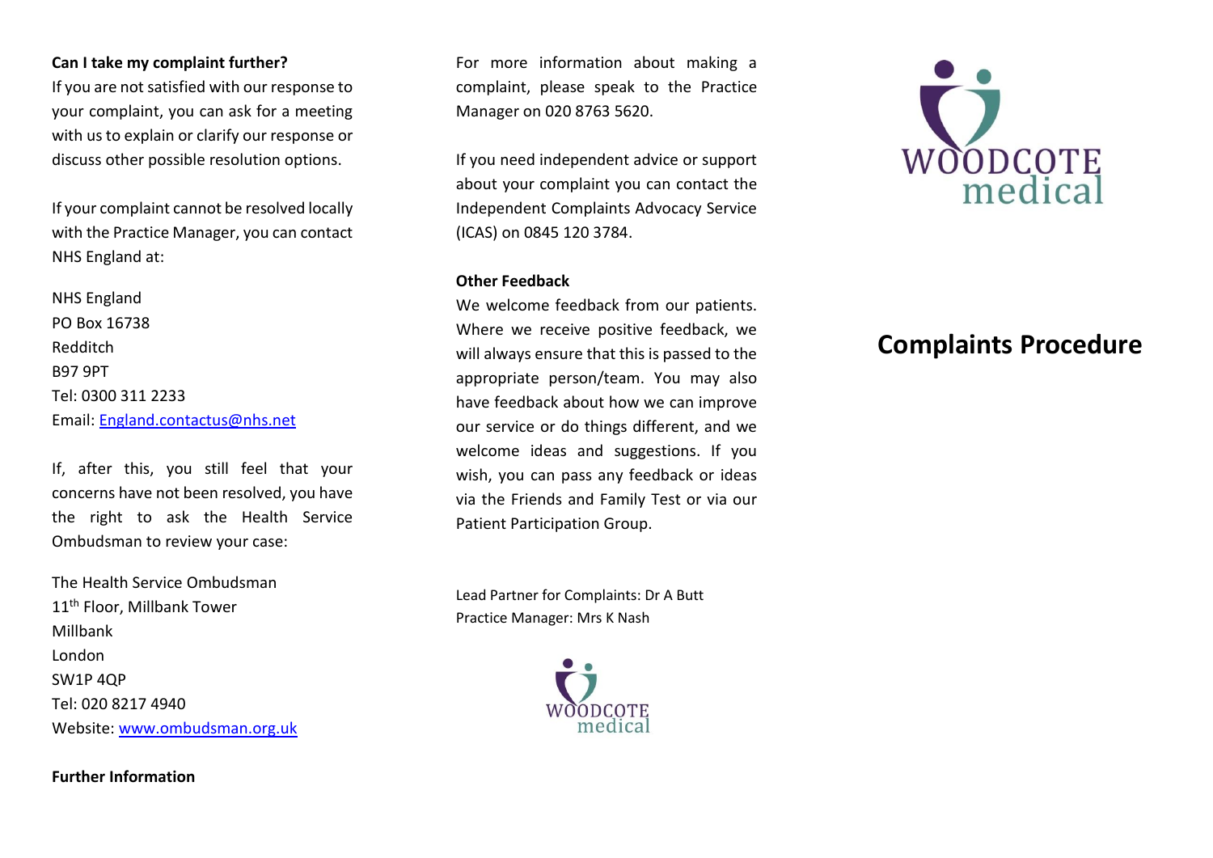**Can I take my complaint further?**

If you are not satisfied with our response to your complaint, you can ask for a meeting with us to explain or clarify our response or discuss other possible resolution options.

If your complaint cannot be resolved locally with the Practice Manager, you can contact NHS England at:

NHS England
PO Box 16738
Redditch
B97 9PT
Tel: 0300 311 2233
Email: England.contactus@nhs.net

If, after this, you still feel that your concerns have not been resolved, you have the right to ask the Health Service Ombudsman to review your case:

The Health Service Ombudsman
11th Floor, Millbank Tower
Millbank
London
SW1P 4QP
Tel: 020 8217 4940
Website: www.ombudsman.org.uk

**Further Information**

For more information about making a complaint, please speak to the Practice Manager on 020 8763 5620.

If you need independent advice or support about your complaint you can contact the Independent Complaints Advocacy Service (ICAS) on 0845 120 3784.

**Other Feedback**

We welcome feedback from our patients. Where we receive positive feedback, we will always ensure that this is passed to the appropriate person/team. You may also have feedback about how we can improve our service or do things different, and we welcome ideas and suggestions. If you wish, you can pass any feedback or ideas via the Friends and Family Test or via our Patient Participation Group.

Lead Partner for Complaints: Dr A Butt
Practice Manager: Mrs K Nash

WOODCOTE medical

WOODCOTE medical

# Complaints Procedure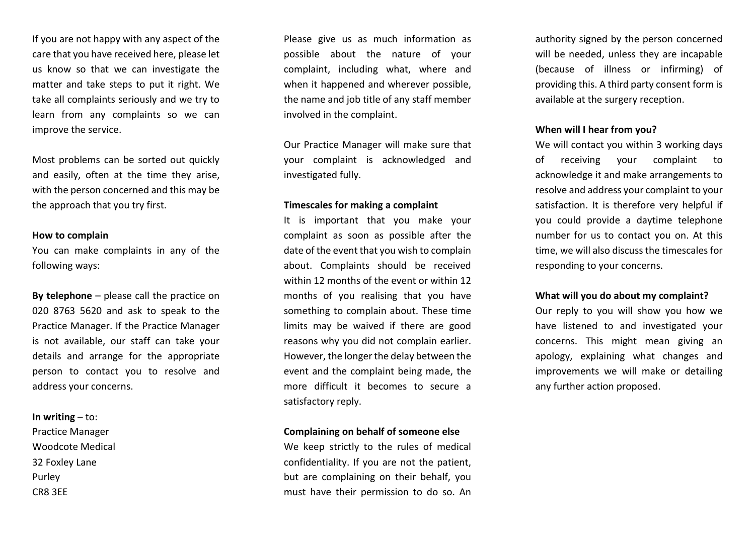If you are not happy with any aspect of the care that you have received here, please let us know so that we can investigate the matter and take steps to put it right. We take all complaints seriously and we try to learn from any complaints so we can improve the service.

Most problems can be sorted out quickly and easily, often at the time they arise, with the person concerned and this may be the approach that you try first.

**How to complain**

You can make complaints in any of the following ways:

**By telephone** – please call the practice on 020 8763 5620 and ask to speak to the Practice Manager. If the Practice Manager is not available, our staff can take your details and arrange for the appropriate person to contact you to resolve and address your concerns.

**In writing** – to:
Practice Manager
Woodcote Medical
32 Foxley Lane
Purley
CR8 3EE

Please give us as much information as possible about the nature of your complaint, including what, where and when it happened and wherever possible, the name and job title of any staff member involved in the complaint.

Our Practice Manager will make sure that your complaint is acknowledged and investigated fully.

**Timescales for making a complaint**

It is important that you make your complaint as soon as possible after the date of the event that you wish to complain about. Complaints should be received within 12 months of the event or within 12 months of you realising that you have something to complain about. These time limits may be waived if there are good reasons why you did not complain earlier. However, the longer the delay between the event and the complaint being made, the more difficult it becomes to secure a satisfactory reply.

**Complaining on behalf of someone else**

We keep strictly to the rules of medical confidentiality. If you are not the patient, but are complaining on their behalf, you must have their permission to do so. An authority signed by the person concerned will be needed, unless they are incapable (because of illness or infirming) of providing this. A third party consent form is available at the surgery reception.

**When will I hear from you?**

We will contact you within 3 working days of receiving your complaint to acknowledge it and make arrangements to resolve and address your complaint to your satisfaction. It is therefore very helpful if you could provide a daytime telephone number for us to contact you on. At this time, we will also discuss the timescales for responding to your concerns.

**What will you do about my complaint?**

Our reply to you will show you how we have listened to and investigated your concerns. This might mean giving an apology, explaining what changes and improvements we will make or detailing any further action proposed.